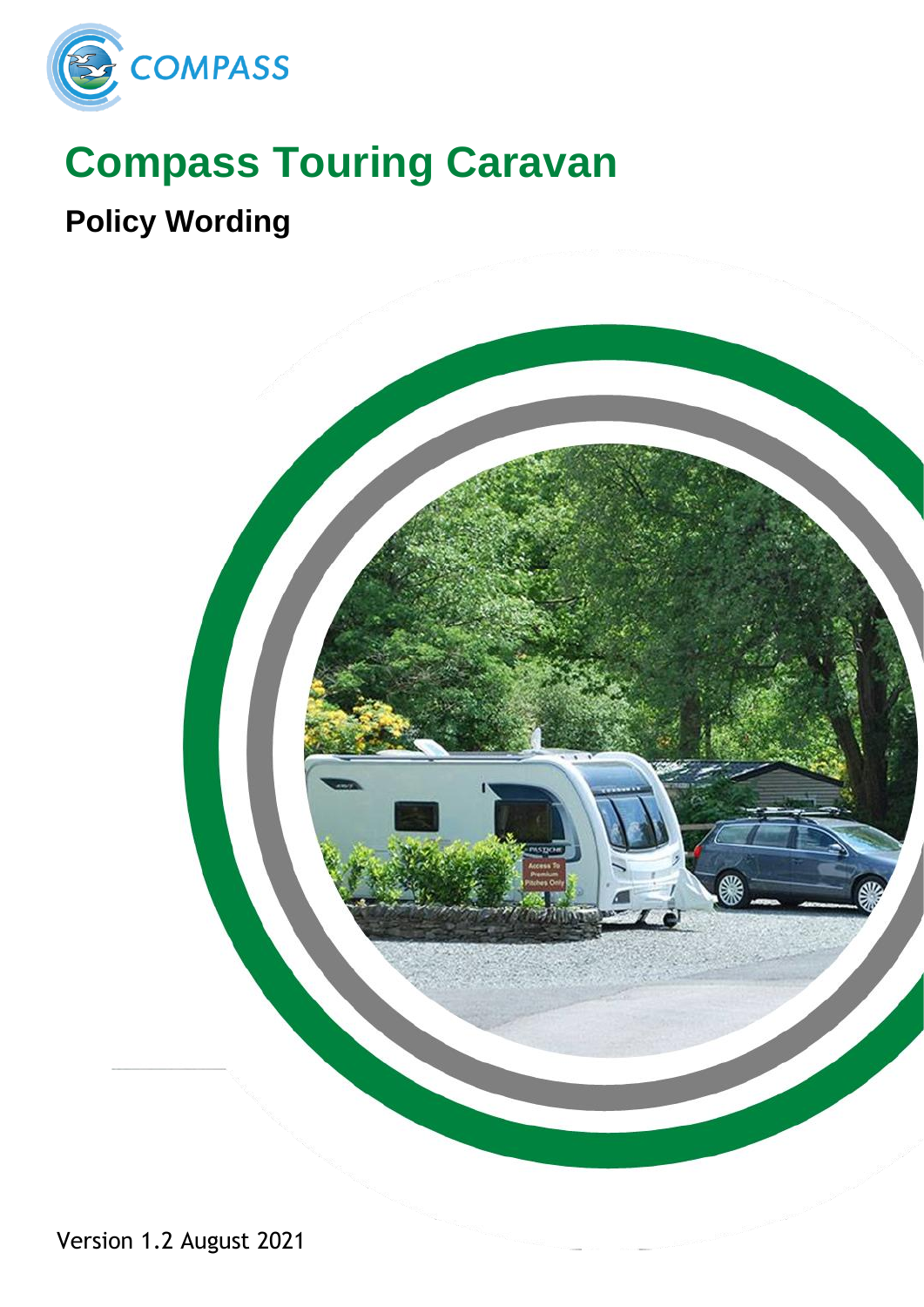COMPASS

# Compass Touring Caravan

## Policy Wording

Version 1.2 August 2021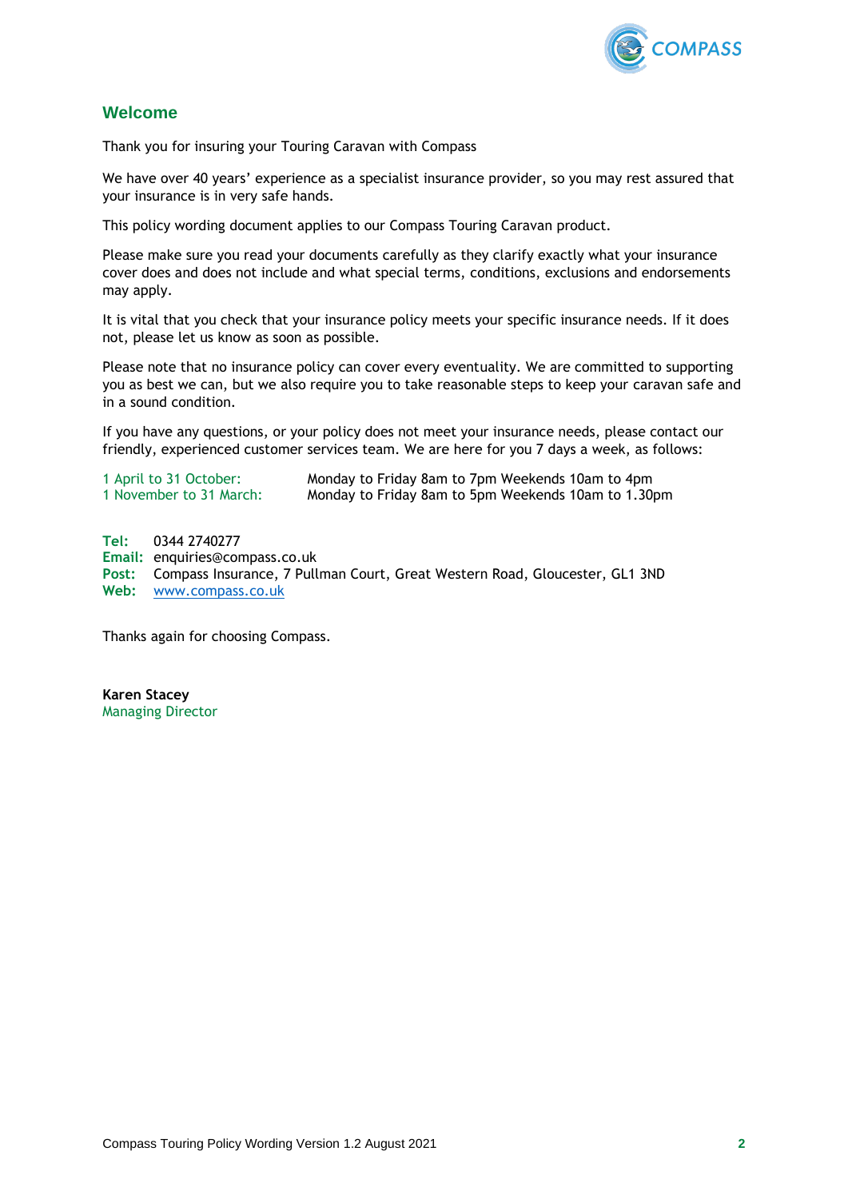## Welcome

Thank you for insuring your Touring Caravan with Compass

We have over 40 years' experience as a specialist insurance provider, so you may rest assured that your insurance is in very safe hands.

This policy wording document applies to our Compass Touring Caravan product.

Please make sure you read your documents carefully as they clarify exactly what your insurance cover does and does not include and what special terms, conditions, exclusions and endorsements may apply.

It is vital that you check that your insurance policy meets your specific insurance needs. If it does not, please let us know as soon as possible.

Please note that no insurance policy can cover every eventuality. We are committed to supporting you as best we can, but we also require you to take reasonable steps to keep your caravan safe and in a sound condition.

If you have any questions, or your policy does not meet your insurance needs, please contact our friendly, experienced customer services team. We are here for you 7 days a week, as follows:

1 April to 31 October: Monday to Friday 8am to 7pm Weekends 10am to 4pm
1 November to 31 March: Monday to Friday 8am to 5pm Weekends 10am to 1.30pm

**Tel:** 0344 2740277
**Email:** enquiries@compass.co.uk
**Post:** Compass Insurance, 7 Pullman Court, Great Western Road, Gloucester, GL1 3ND
**Web:** www.compass.co.uk

Thanks again for choosing Compass.

**Karen Stacey**
Managing Director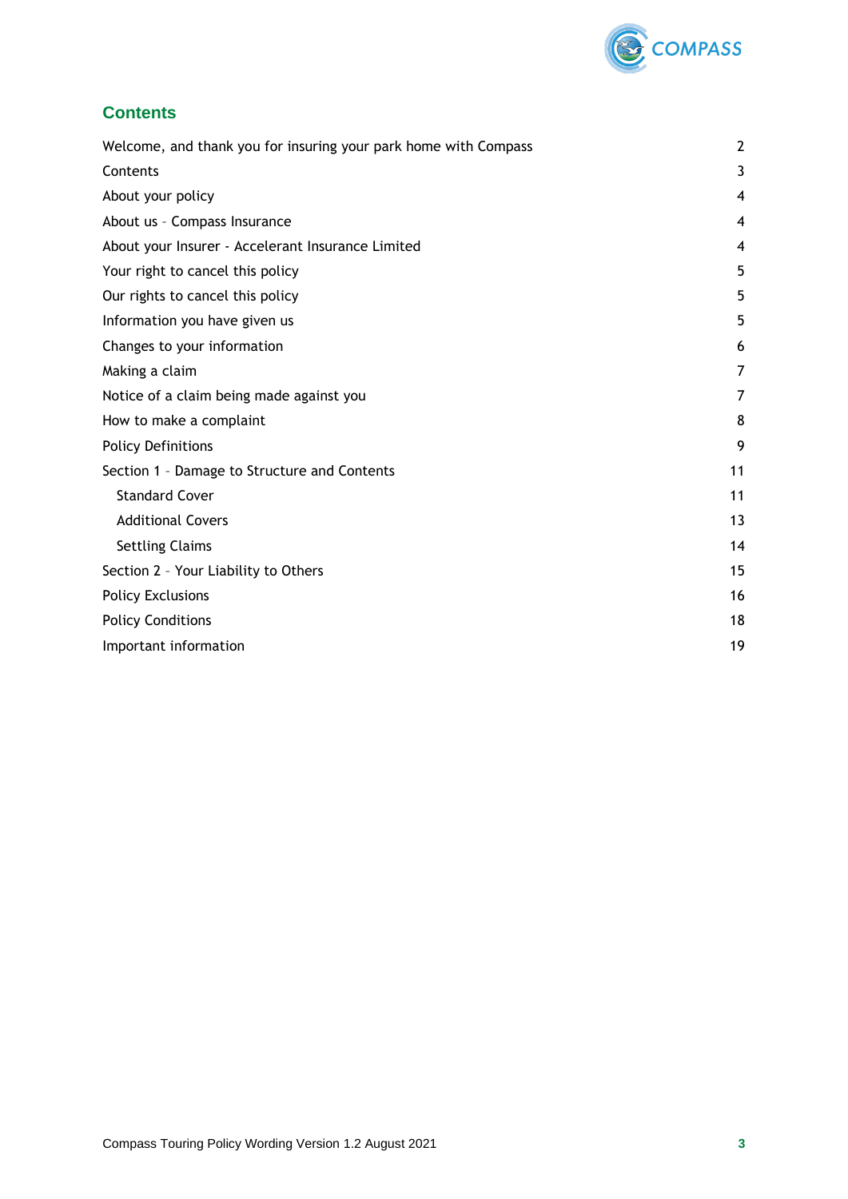## Contents

| | |
|---|---|
| Welcome, and thank you for insuring your park home with Compass | 2 |
| Contents | 3 |
| About your policy | 4 |
| About us - Compass Insurance | 4 |
| About your Insurer - Accelerant Insurance Limited | 4 |
| Your right to cancel this policy | 5 |
| Our rights to cancel this policy | 5 |
| Information you have given us | 5 |
| Changes to your information | 6 |
| Making a claim | 7 |
| Notice of a claim being made against you | 7 |
| How to make a complaint | 8 |
| Policy Definitions | 9 |
| Section 1 - Damage to Structure and Contents | 11 |
| Standard Cover | 11 |
| Additional Covers | 13 |
| Settling Claims | 14 |
| Section 2 - Your Liability to Others | 15 |
| Policy Exclusions | 16 |
| Policy Conditions | 18 |
| Important information | 19 |

Compass Touring Policy Wording Version 1.2 August 2021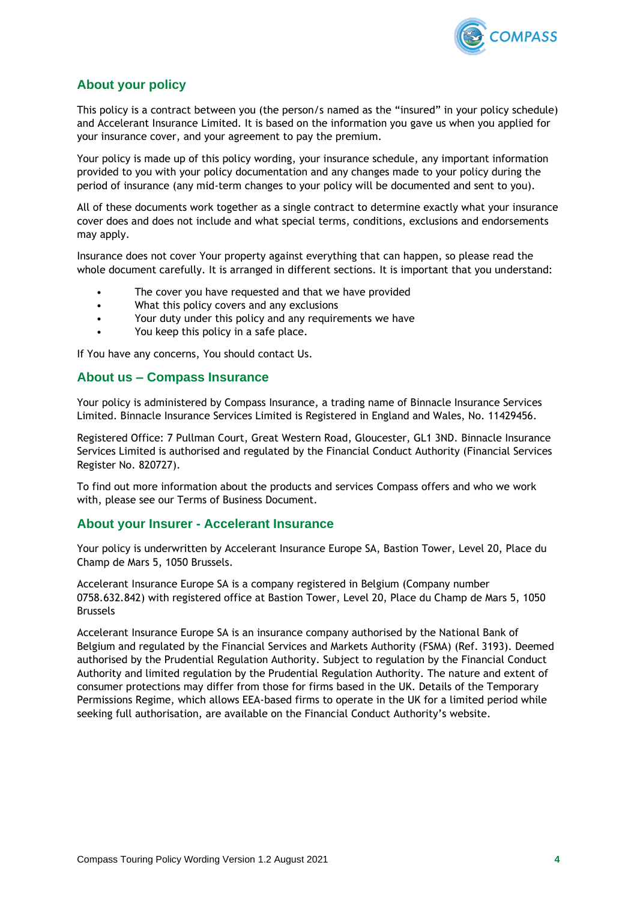## About your policy

This policy is a contract between you (the person/s named as the "insured" in your policy schedule) and Accelerant Insurance Limited. It is based on the information you gave us when you applied for your insurance cover, and your agreement to pay the premium.

Your policy is made up of this policy wording, your insurance schedule, any important information provided to you with your policy documentation and any changes made to your policy during the period of insurance (any mid-term changes to your policy will be documented and sent to you).

All of these documents work together as a single contract to determine exactly what your insurance cover does and does not include and what special terms, conditions, exclusions and endorsements may apply.

Insurance does not cover Your property against everything that can happen, so please read the whole document carefully. It is arranged in different sections. It is important that you understand:

- The cover you have requested and that we have provided
- What this policy covers and any exclusions
- Your duty under this policy and any requirements we have
- You keep this policy in a safe place.

If You have any concerns, You should contact Us.

## About us – Compass Insurance

Your policy is administered by Compass Insurance, a trading name of Binnacle Insurance Services Limited. Binnacle Insurance Services Limited is Registered in England and Wales, No. 11429456.

Registered Office: 7 Pullman Court, Great Western Road, Gloucester, GL1 3ND. Binnacle Insurance Services Limited is authorised and regulated by the Financial Conduct Authority (Financial Services Register No. 820727).

To find out more information about the products and services Compass offers and who we work with, please see our Terms of Business Document.

## About your Insurer - Accelerant Insurance

Your policy is underwritten by Accelerant Insurance Europe SA, Bastion Tower, Level 20, Place du Champ de Mars 5, 1050 Brussels.

Accelerant Insurance Europe SA is a company registered in Belgium (Company number 0758.632.842) with registered office at Bastion Tower, Level 20, Place du Champ de Mars 5, 1050 Brussels

Accelerant Insurance Europe SA is an insurance company authorised by the National Bank of Belgium and regulated by the Financial Services and Markets Authority (FSMA) (Ref. 3193). Deemed authorised by the Prudential Regulation Authority. Subject to regulation by the Financial Conduct Authority and limited regulation by the Prudential Regulation Authority. The nature and extent of consumer protections may differ from those for firms based in the UK. Details of the Temporary Permissions Regime, which allows EEA-based firms to operate in the UK for a limited period while seeking full authorisation, are available on the Financial Conduct Authority's website.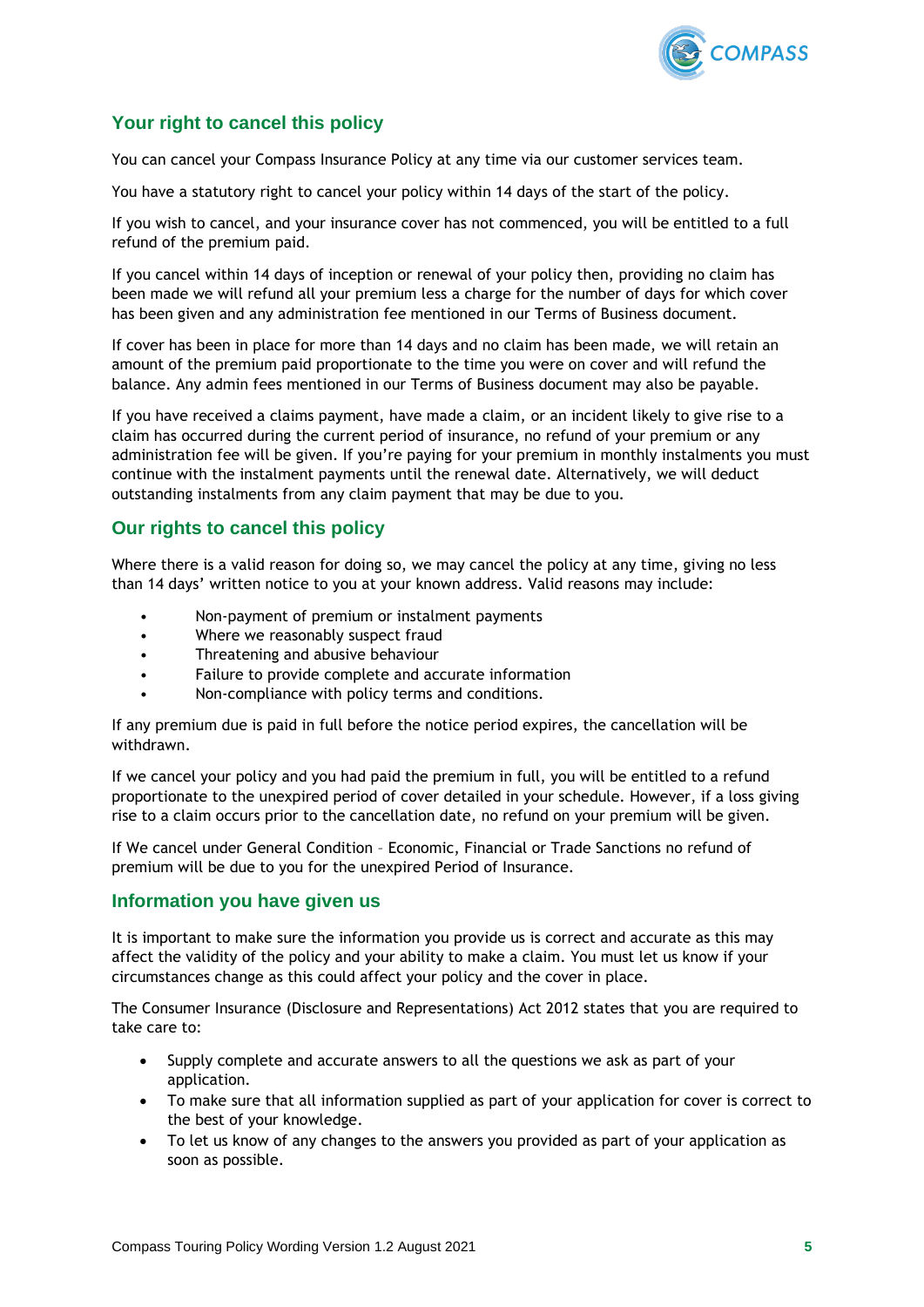## Your right to cancel this policy

You can cancel your Compass Insurance Policy at any time via our customer services team.

You have a statutory right to cancel your policy within 14 days of the start of the policy.

If you wish to cancel, and your insurance cover has not commenced, you will be entitled to a full refund of the premium paid.

If you cancel within 14 days of inception or renewal of your policy then, providing no claim has been made we will refund all your premium less a charge for the number of days for which cover has been given and any administration fee mentioned in our Terms of Business document.

If cover has been in place for more than 14 days and no claim has been made, we will retain an amount of the premium paid proportionate to the time you were on cover and will refund the balance. Any admin fees mentioned in our Terms of Business document may also be payable.

If you have received a claims payment, have made a claim, or an incident likely to give rise to a claim has occurred during the current period of insurance, no refund of your premium or any administration fee will be given. If you're paying for your premium in monthly instalments you must continue with the instalment payments until the renewal date. Alternatively, we will deduct outstanding instalments from any claim payment that may be due to you.

## Our rights to cancel this policy

Where there is a valid reason for doing so, we may cancel the policy at any time, giving no less than 14 days' written notice to you at your known address. Valid reasons may include:

- Non-payment of premium or instalment payments
- Where we reasonably suspect fraud
- Threatening and abusive behaviour
- Failure to provide complete and accurate information
- Non-compliance with policy terms and conditions.

If any premium due is paid in full before the notice period expires, the cancellation will be withdrawn.

If we cancel your policy and you had paid the premium in full, you will be entitled to a refund proportionate to the unexpired period of cover detailed in your schedule. However, if a loss giving rise to a claim occurs prior to the cancellation date, no refund on your premium will be given.

If We cancel under General Condition – Economic, Financial or Trade Sanctions no refund of premium will be due to you for the unexpired Period of Insurance.

## Information you have given us

It is important to make sure the information you provide us is correct and accurate as this may affect the validity of the policy and your ability to make a claim. You must let us know if your circumstances change as this could affect your policy and the cover in place.

The Consumer Insurance (Disclosure and Representations) Act 2012 states that you are required to take care to:

- Supply complete and accurate answers to all the questions we ask as part of your application.
- To make sure that all information supplied as part of your application for cover is correct to the best of your knowledge.
- To let us know of any changes to the answers you provided as part of your application as soon as possible.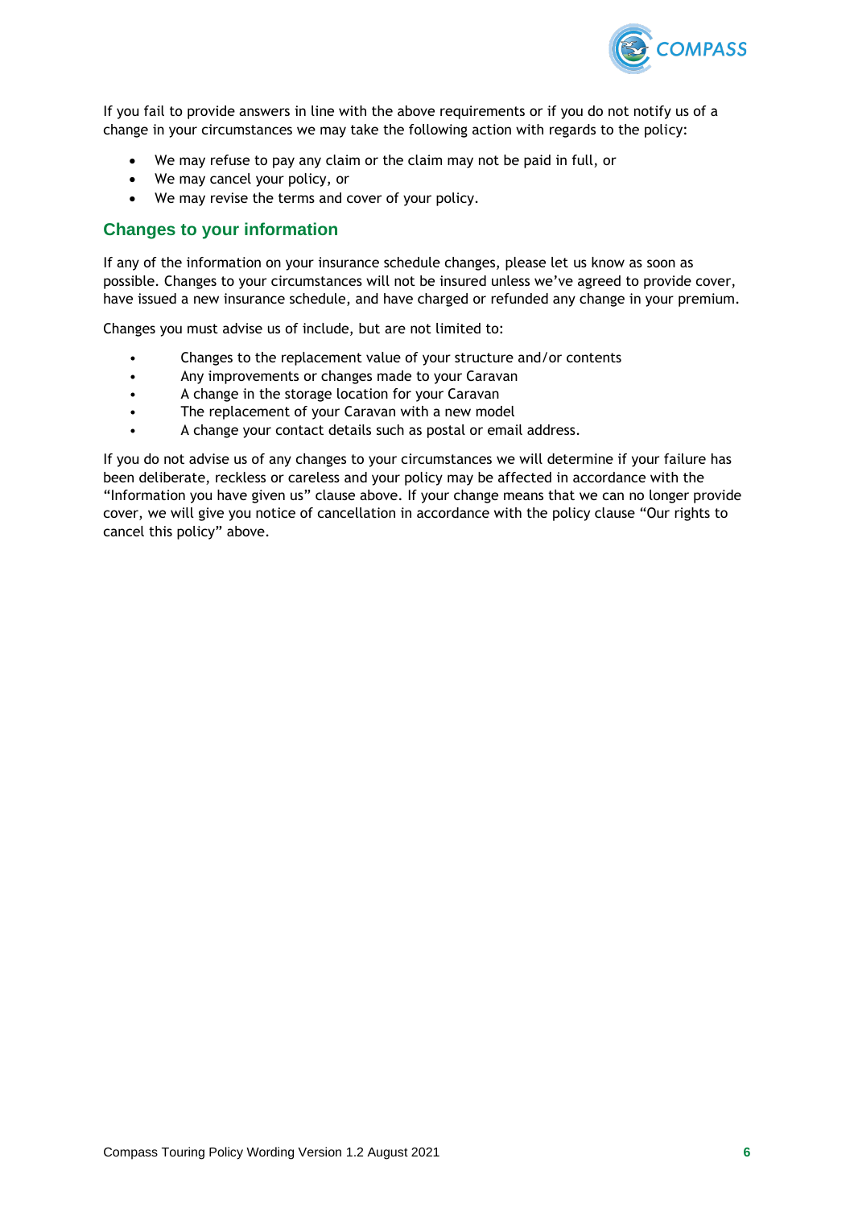If you fail to provide answers in line with the above requirements or if you do not notify us of a change in your circumstances we may take the following action with regards to the policy:

- We may refuse to pay any claim or the claim may not be paid in full, or
- We may cancel your policy, or
- We may revise the terms and cover of your policy.

## Changes to your information

If any of the information on your insurance schedule changes, please let us know as soon as possible. Changes to your circumstances will not be insured unless we've agreed to provide cover, have issued a new insurance schedule, and have charged or refunded any change in your premium.

Changes you must advise us of include, but are not limited to:

- Changes to the replacement value of your structure and/or contents
- Any improvements or changes made to your Caravan
- A change in the storage location for your Caravan
- The replacement of your Caravan with a new model
- A change your contact details such as postal or email address.

If you do not advise us of any changes to your circumstances we will determine if your failure has been deliberate, reckless or careless and your policy may be affected in accordance with the "Information you have given us" clause above. If your change means that we can no longer provide cover, we will give you notice of cancellation in accordance with the policy clause "Our rights to cancel this policy" above.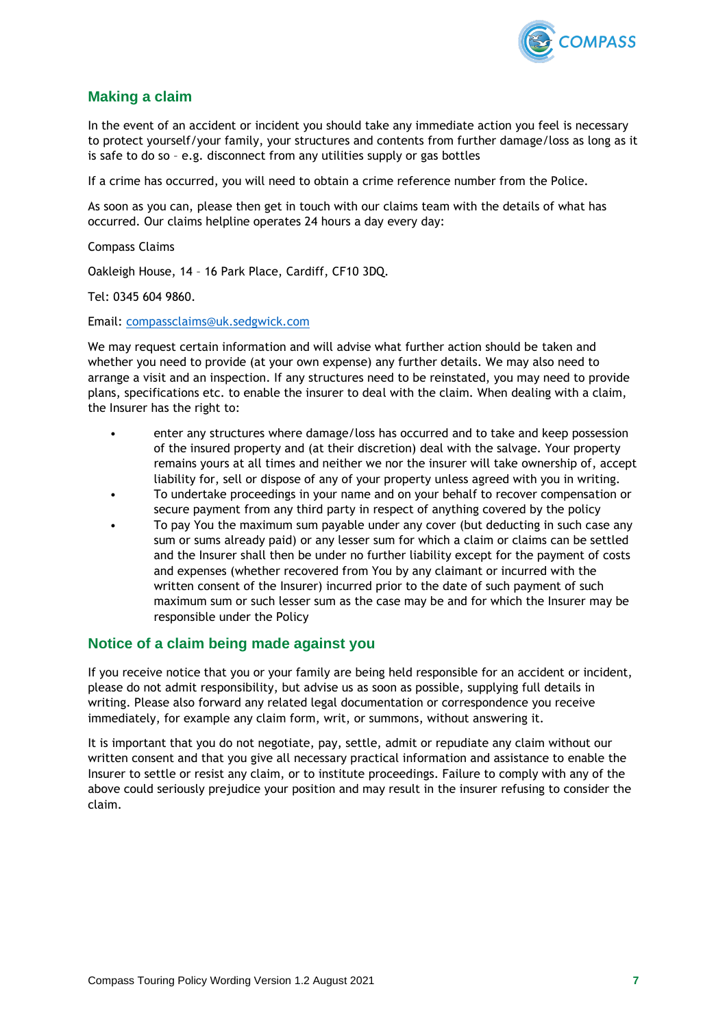## Making a claim

In the event of an accident or incident you should take any immediate action you feel is necessary to protect yourself/your family, your structures and contents from further damage/loss as long as it is safe to do so – e.g. disconnect from any utilities supply or gas bottles

If a crime has occurred, you will need to obtain a crime reference number from the Police.

As soon as you can, please then get in touch with our claims team with the details of what has occurred. Our claims helpline operates 24 hours a day every day:

Compass Claims

Oakleigh House, 14 – 16 Park Place, Cardiff, CF10 3DQ.

Tel: 0345 604 9860.

Email: compassclaims@uk.sedgwick.com

We may request certain information and will advise what further action should be taken and whether you need to provide (at your own expense) any further details. We may also need to arrange a visit and an inspection. If any structures need to be reinstated, you may need to provide plans, specifications etc. to enable the insurer to deal with the claim. When dealing with a claim, the Insurer has the right to:

- enter any structures where damage/loss has occurred and to take and keep possession of the insured property and (at their discretion) deal with the salvage. Your property remains yours at all times and neither we nor the insurer will take ownership of, accept liability for, sell or dispose of any of your property unless agreed with you in writing.
- To undertake proceedings in your name and on your behalf to recover compensation or secure payment from any third party in respect of anything covered by the policy
- To pay You the maximum sum payable under any cover (but deducting in such case any sum or sums already paid) or any lesser sum for which a claim or claims can be settled and the Insurer shall then be under no further liability except for the payment of costs and expenses (whether recovered from You by any claimant or incurred with the written consent of the Insurer) incurred prior to the date of such payment of such maximum sum or such lesser sum as the case may be and for which the Insurer may be responsible under the Policy

## Notice of a claim being made against you

If you receive notice that you or your family are being held responsible for an accident or incident, please do not admit responsibility, but advise us as soon as possible, supplying full details in writing. Please also forward any related legal documentation or correspondence you receive immediately, for example any claim form, writ, or summons, without answering it.

It is important that you do not negotiate, pay, settle, admit or repudiate any claim without our written consent and that you give all necessary practical information and assistance to enable the Insurer to settle or resist any claim, or to institute proceedings. Failure to comply with any of the above could seriously prejudice your position and may result in the insurer refusing to consider the claim.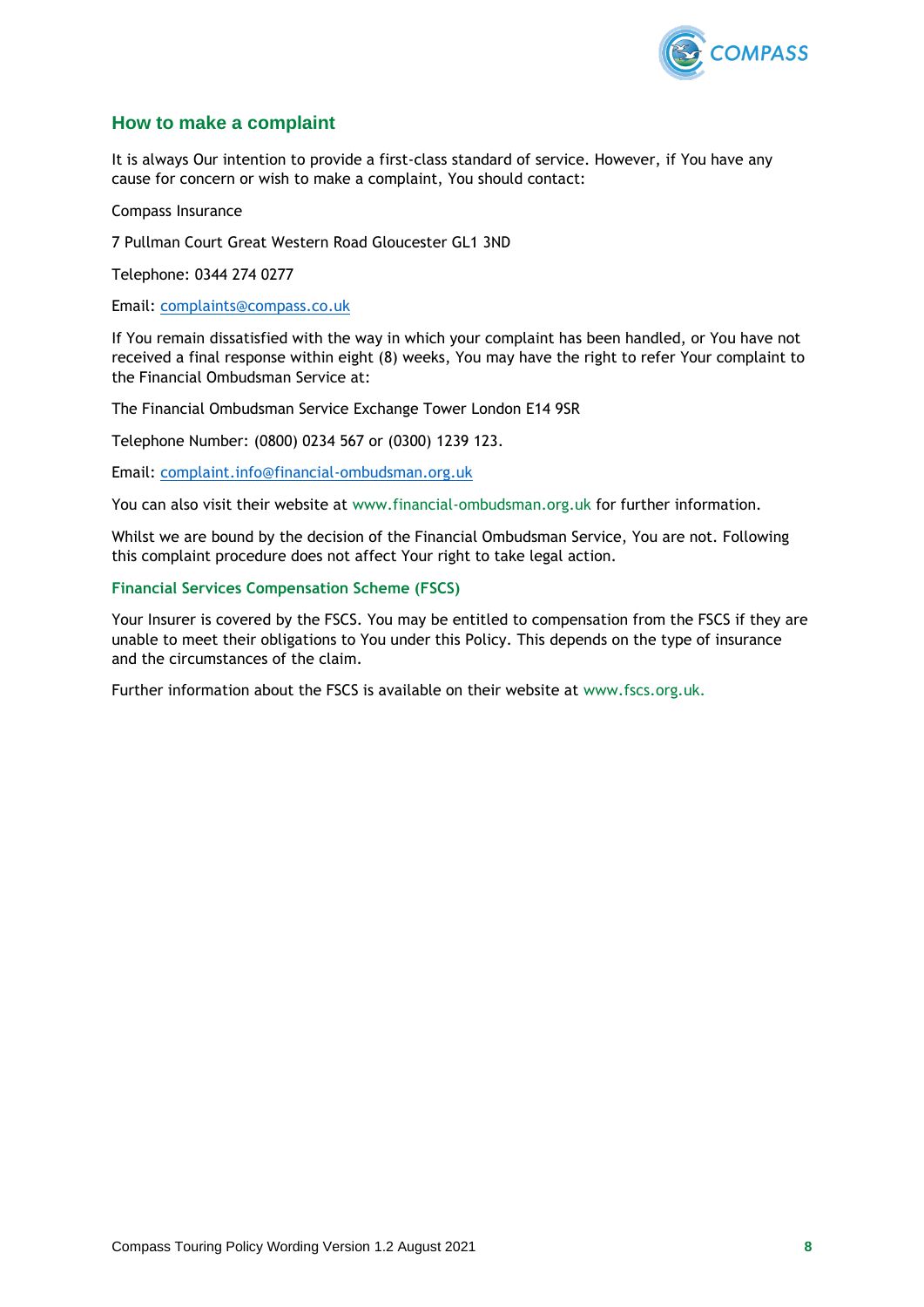## How to make a complaint

It is always Our intention to provide a first-class standard of service. However, if You have any cause for concern or wish to make a complaint, You should contact:

Compass Insurance

7 Pullman Court Great Western Road Gloucester GL1 3ND

Telephone: 0344 274 0277

Email: complaints@compass.co.uk

If You remain dissatisfied with the way in which your complaint has been handled, or You have not received a final response within eight (8) weeks, You may have the right to refer Your complaint to the Financial Ombudsman Service at:

The Financial Ombudsman Service Exchange Tower London E14 9SR

Telephone Number: (0800) 0234 567 or (0300) 1239 123.

Email: complaint.info@financial-ombudsman.org.uk

You can also visit their website at www.financial-ombudsman.org.uk for further information.

Whilst we are bound by the decision of the Financial Ombudsman Service, You are not. Following this complaint procedure does not affect Your right to take legal action.

### Financial Services Compensation Scheme (FSCS)

Your Insurer is covered by the FSCS. You may be entitled to compensation from the FSCS if they are unable to meet their obligations to You under this Policy. This depends on the type of insurance and the circumstances of the claim.

Further information about the FSCS is available on their website at www.fscs.org.uk.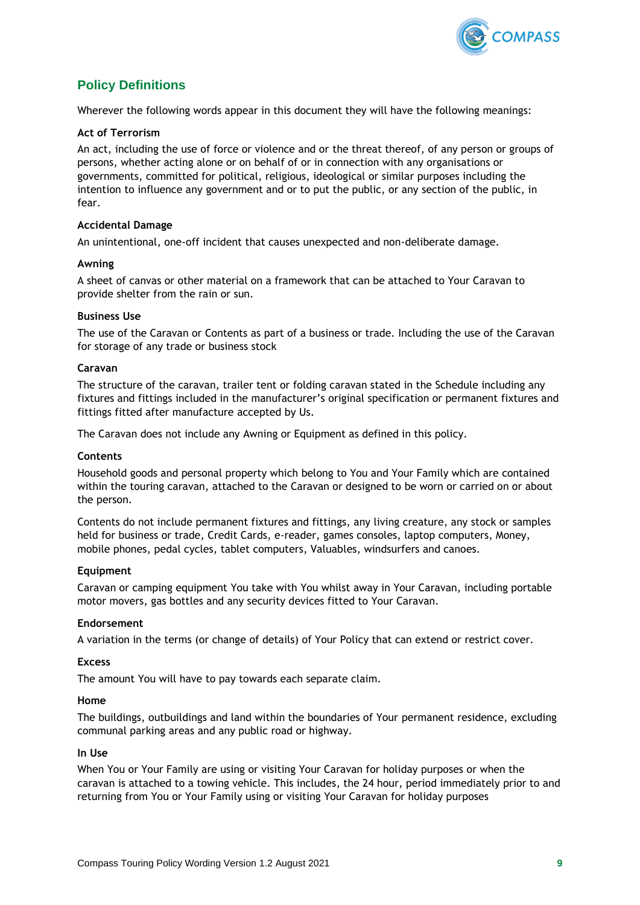## Policy Definitions

Wherever the following words appear in this document they will have the following meanings:

**Act of Terrorism**

An act, including the use of force or violence and or the threat thereof, of any person or groups of persons, whether acting alone or on behalf of or in connection with any organisations or governments, committed for political, religious, ideological or similar purposes including the intention to influence any government and or to put the public, or any section of the public, in fear.

**Accidental Damage**

An unintentional, one-off incident that causes unexpected and non-deliberate damage.

**Awning**

A sheet of canvas or other material on a framework that can be attached to Your Caravan to provide shelter from the rain or sun.

**Business Use**

The use of the Caravan or Contents as part of a business or trade. Including the use of the Caravan for storage of any trade or business stock

**Caravan**

The structure of the caravan, trailer tent or folding caravan stated in the Schedule including any fixtures and fittings included in the manufacturer's original specification or permanent fixtures and fittings fitted after manufacture accepted by Us.

The Caravan does not include any Awning or Equipment as defined in this policy.

**Contents**

Household goods and personal property which belong to You and Your Family which are contained within the touring caravan, attached to the Caravan or designed to be worn or carried on or about the person.

Contents do not include permanent fixtures and fittings, any living creature, any stock or samples held for business or trade, Credit Cards, e-reader, games consoles, laptop computers, Money, mobile phones, pedal cycles, tablet computers, Valuables, windsurfers and canoes.

**Equipment**

Caravan or camping equipment You take with You whilst away in Your Caravan, including portable motor movers, gas bottles and any security devices fitted to Your Caravan.

**Endorsement**

A variation in the terms (or change of details) of Your Policy that can extend or restrict cover.

**Excess**

The amount You will have to pay towards each separate claim.

**Home**

The buildings, outbuildings and land within the boundaries of Your permanent residence, excluding communal parking areas and any public road or highway.

**In Use**

When You or Your Family are using or visiting Your Caravan for holiday purposes or when the caravan is attached to a towing vehicle. This includes, the 24 hour, period immediately prior to and returning from You or Your Family using or visiting Your Caravan for holiday purposes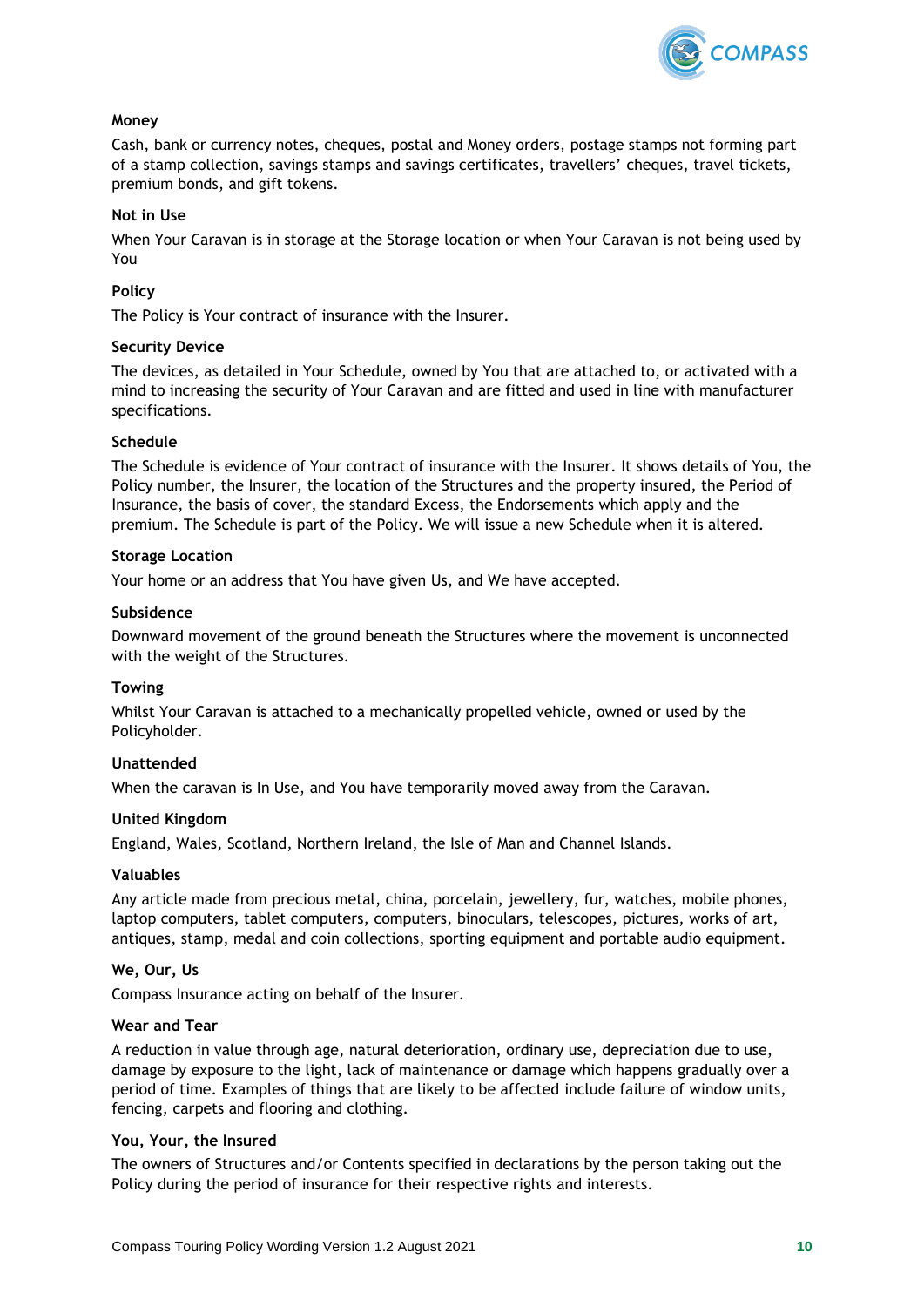**Money**

Cash, bank or currency notes, cheques, postal and Money orders, postage stamps not forming part of a stamp collection, savings stamps and savings certificates, travellers' cheques, travel tickets, premium bonds, and gift tokens.

**Not in Use**

When Your Caravan is in storage at the Storage location or when Your Caravan is not being used by You

**Policy**

The Policy is Your contract of insurance with the Insurer.

**Security Device**

The devices, as detailed in Your Schedule, owned by You that are attached to, or activated with a mind to increasing the security of Your Caravan and are fitted and used in line with manufacturer specifications.

**Schedule**

The Schedule is evidence of Your contract of insurance with the Insurer. It shows details of You, the Policy number, the Insurer, the location of the Structures and the property insured, the Period of Insurance, the basis of cover, the standard Excess, the Endorsements which apply and the premium. The Schedule is part of the Policy. We will issue a new Schedule when it is altered.

**Storage Location**

Your home or an address that You have given Us, and We have accepted.

**Subsidence**

Downward movement of the ground beneath the Structures where the movement is unconnected with the weight of the Structures.

**Towing**

Whilst Your Caravan is attached to a mechanically propelled vehicle, owned or used by the Policyholder.

**Unattended**

When the caravan is In Use, and You have temporarily moved away from the Caravan.

**United Kingdom**

England, Wales, Scotland, Northern Ireland, the Isle of Man and Channel Islands.

**Valuables**

Any article made from precious metal, china, porcelain, jewellery, fur, watches, mobile phones, laptop computers, tablet computers, computers, binoculars, telescopes, pictures, works of art, antiques, stamp, medal and coin collections, sporting equipment and portable audio equipment.

**We, Our, Us**

Compass Insurance acting on behalf of the Insurer.

**Wear and Tear**

A reduction in value through age, natural deterioration, ordinary use, depreciation due to use, damage by exposure to the light, lack of maintenance or damage which happens gradually over a period of time. Examples of things that are likely to be affected include failure of window units, fencing, carpets and flooring and clothing.

**You, Your, the Insured**

The owners of Structures and/or Contents specified in declarations by the person taking out the Policy during the period of insurance for their respective rights and interests.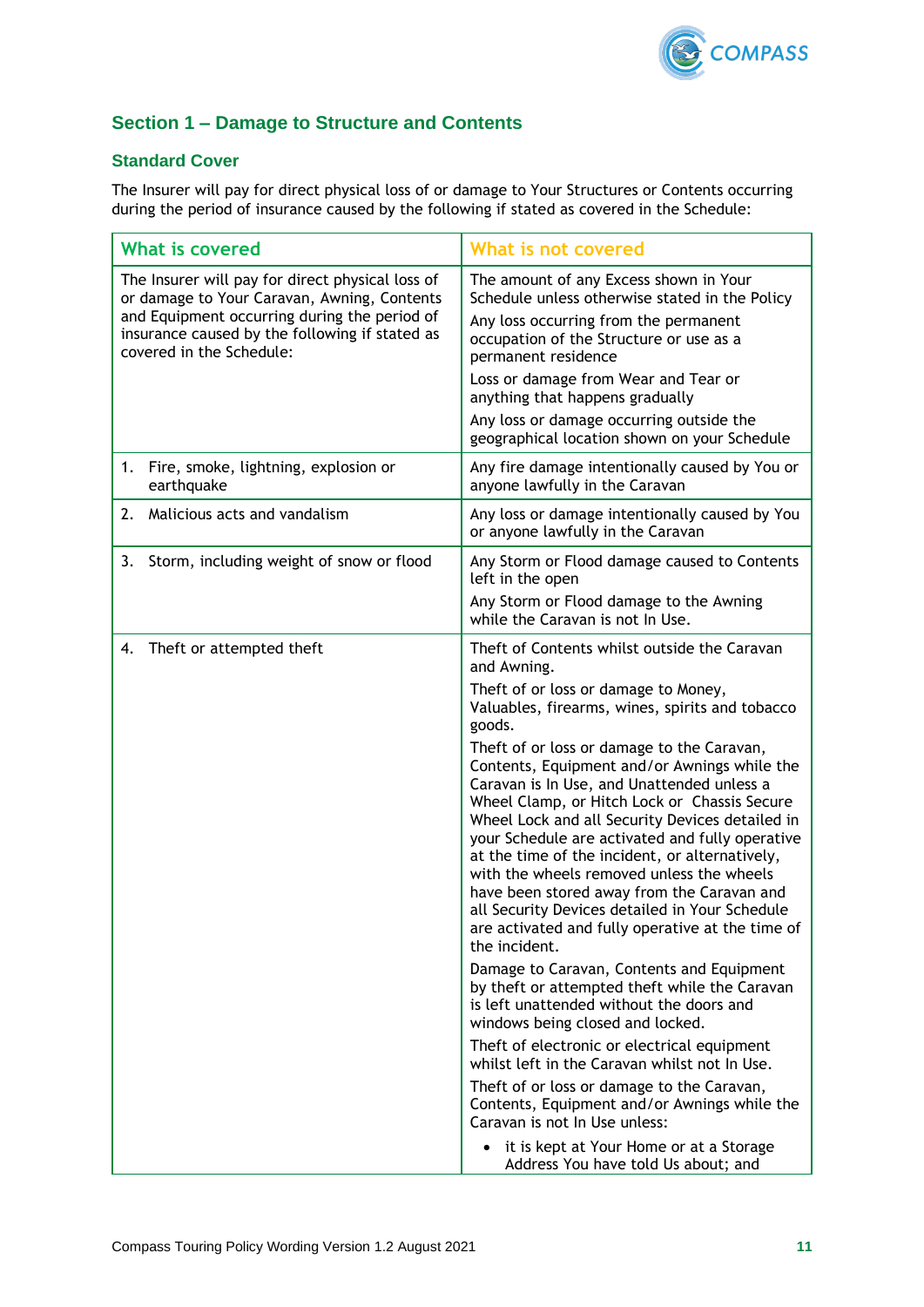## Section 1 – Damage to Structure and Contents

### Standard Cover

The Insurer will pay for direct physical loss of or damage to Your Structures or Contents occurring during the period of insurance caused by the following if stated as covered in the Schedule:

| What is covered | What is not covered |
|---|---|
| The Insurer will pay for direct physical loss of or damage to Your Caravan, Awning, Contents and Equipment occurring during the period of insurance caused by the following if stated as covered in the Schedule: | The amount of any Excess shown in Your Schedule unless otherwise stated in the Policy<br>Any loss occurring from the permanent occupation of the Structure or use as a permanent residence<br>Loss or damage from Wear and Tear or anything that happens gradually<br>Any loss or damage occurring outside the geographical location shown on your Schedule |
| 1. Fire, smoke, lightning, explosion or earthquake | Any fire damage intentionally caused by You or anyone lawfully in the Caravan |
| 2. Malicious acts and vandalism | Any loss or damage intentionally caused by You or anyone lawfully in the Caravan |
| 3. Storm, including weight of snow or flood | Any Storm or Flood damage caused to Contents left in the open<br>Any Storm or Flood damage to the Awning while the Caravan is not In Use. |
| 4. Theft or attempted theft | Theft of Contents whilst outside the Caravan and Awning.<br>Theft of or loss or damage to Money, Valuables, firearms, wines, spirits and tobacco goods.<br>Theft of or loss or damage to the Caravan, Contents, Equipment and/or Awnings while the Caravan is In Use, and Unattended unless a Wheel Clamp, or Hitch Lock or Chassis Secure Wheel Lock and all Security Devices detailed in your Schedule are activated and fully operative at the time of the incident, or alternatively, with the wheels removed unless the wheels have been stored away from the Caravan and all Security Devices detailed in Your Schedule are activated and fully operative at the time of the incident.<br>Damage to Caravan, Contents and Equipment by theft or attempted theft while the Caravan is left unattended without the doors and windows being closed and locked.<br>Theft of electronic or electrical equipment whilst left in the Caravan whilst not In Use.<br>Theft of or loss or damage to the Caravan, Contents, Equipment and/or Awnings while the Caravan is not In Use unless:<br>• it is kept at Your Home or at a Storage Address You have told Us about; and |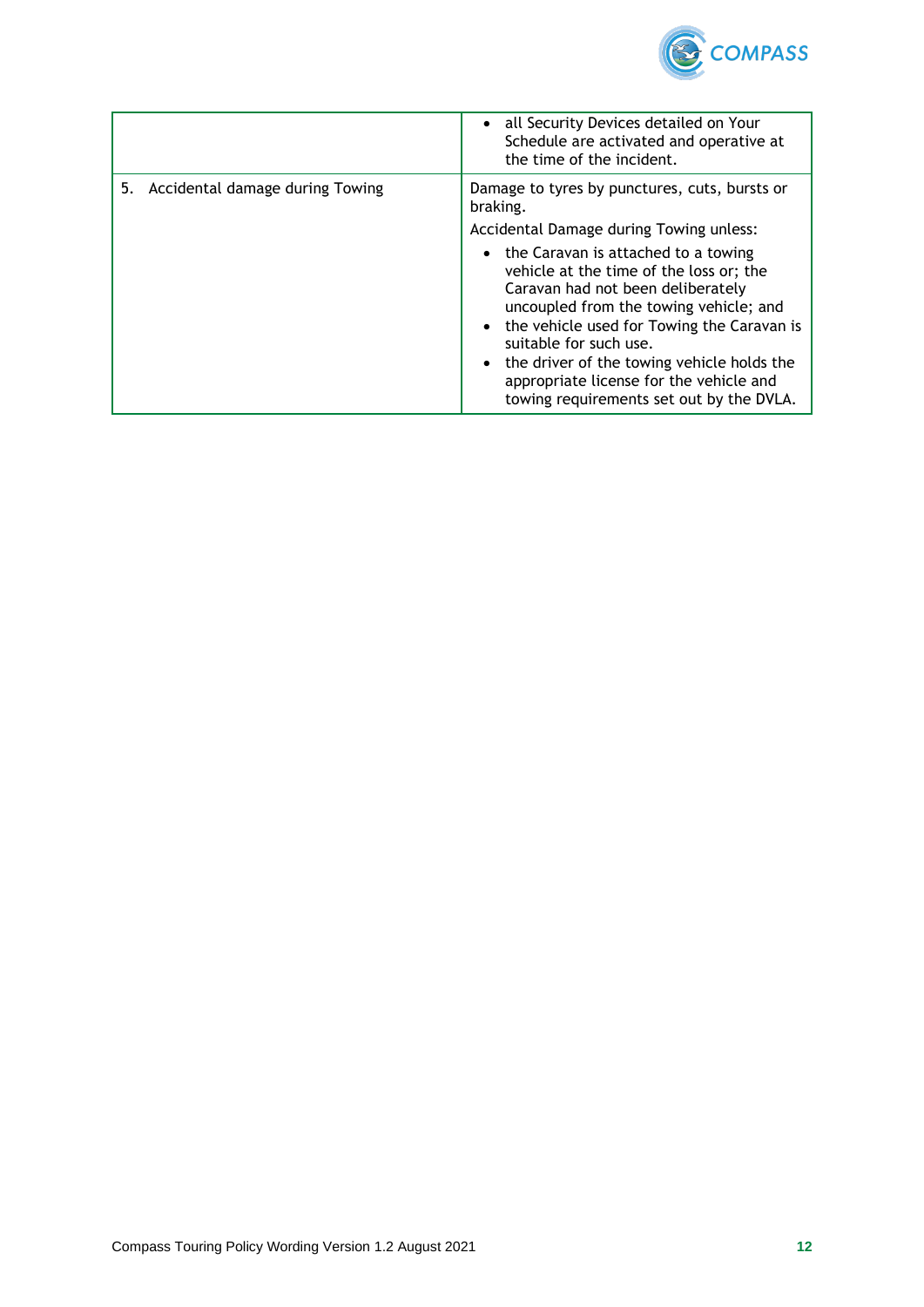| | |
|---|---|
| | • all Security Devices detailed on Your Schedule are activated and operative at the time of the incident. |
| 5. Accidental damage during Towing | Damage to tyres by punctures, cuts, bursts or braking.<br>Accidental Damage during Towing unless:<br>• the Caravan is attached to a towing vehicle at the time of the loss or; the Caravan had not been deliberately uncoupled from the towing vehicle; and<br>• the vehicle used for Towing the Caravan is suitable for such use.<br>• the driver of the towing vehicle holds the appropriate license for the vehicle and towing requirements set out by the DVLA. |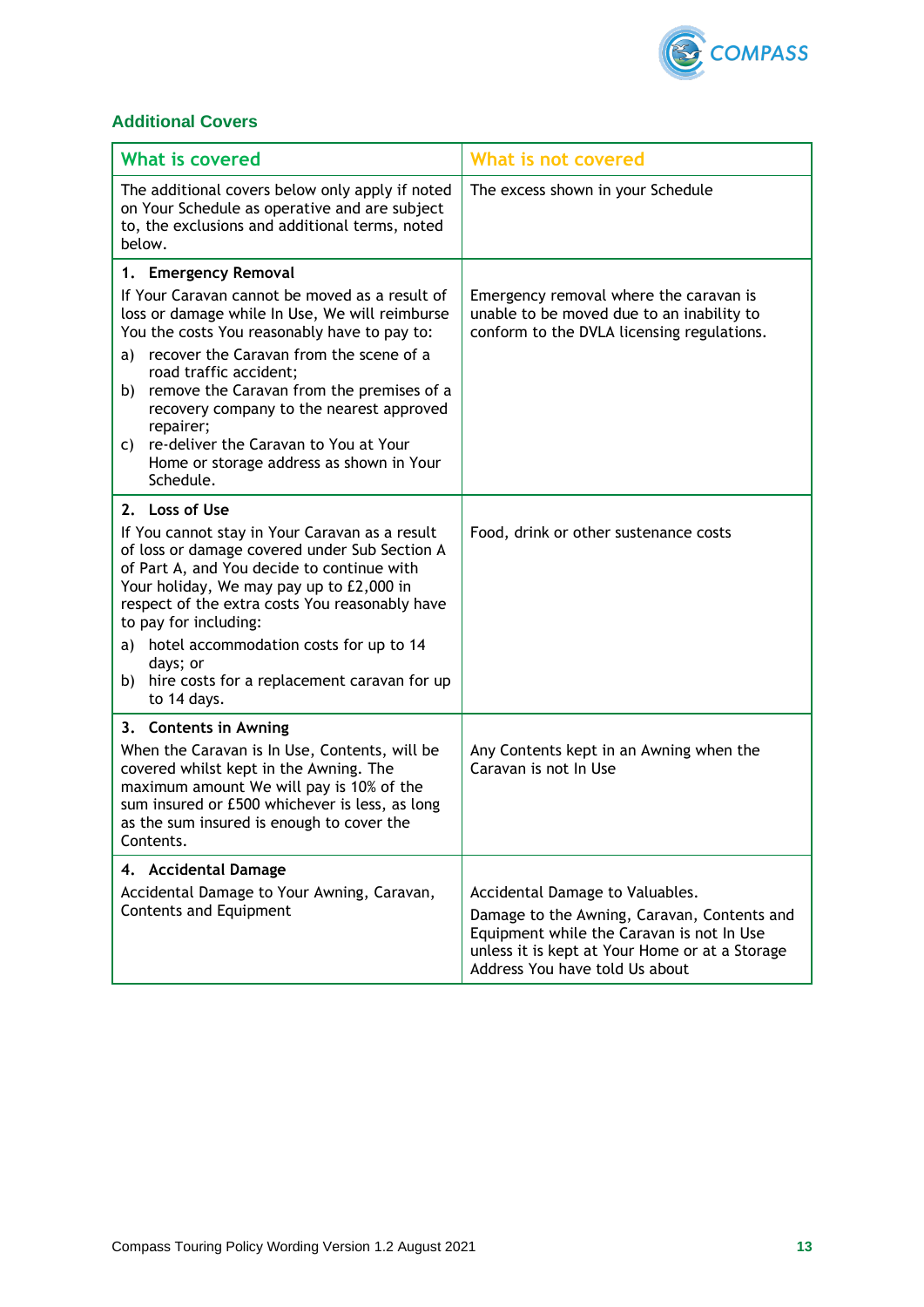## Additional Covers

| What is covered | What is not covered |
|---|---|
| The additional covers below only apply if noted on Your Schedule as operative and are subject to, the exclusions and additional terms, noted below. | The excess shown in your Schedule |
| **1. Emergency Removal**<br>If Your Caravan cannot be moved as a result of loss or damage while In Use, We will reimburse You the costs You reasonably have to pay to:<br>a) recover the Caravan from the scene of a road traffic accident;<br>b) remove the Caravan from the premises of a recovery company to the nearest approved repairer;<br>c) re-deliver the Caravan to You at Your Home or storage address as shown in Your Schedule. | Emergency removal where the caravan is unable to be moved due to an inability to conform to the DVLA licensing regulations. |
| **2. Loss of Use**<br>If You cannot stay in Your Caravan as a result of loss or damage covered under Sub Section A of Part A, and You decide to continue with Your holiday, We may pay up to £2,000 in respect of the extra costs You reasonably have to pay for including:<br>a) hotel accommodation costs for up to 14 days; or<br>b) hire costs for a replacement caravan for up to 14 days. | Food, drink or other sustenance costs |
| **3. Contents in Awning**<br>When the Caravan is In Use, Contents, will be covered whilst kept in the Awning. The maximum amount We will pay is 10% of the sum insured or £500 whichever is less, as long as the sum insured is enough to cover the Contents. | Any Contents kept in an Awning when the Caravan is not In Use |
| **4. Accidental Damage**<br>Accidental Damage to Your Awning, Caravan, Contents and Equipment | Accidental Damage to Valuables.<br>Damage to the Awning, Caravan, Contents and Equipment while the Caravan is not In Use unless it is kept at Your Home or at a Storage Address You have told Us about |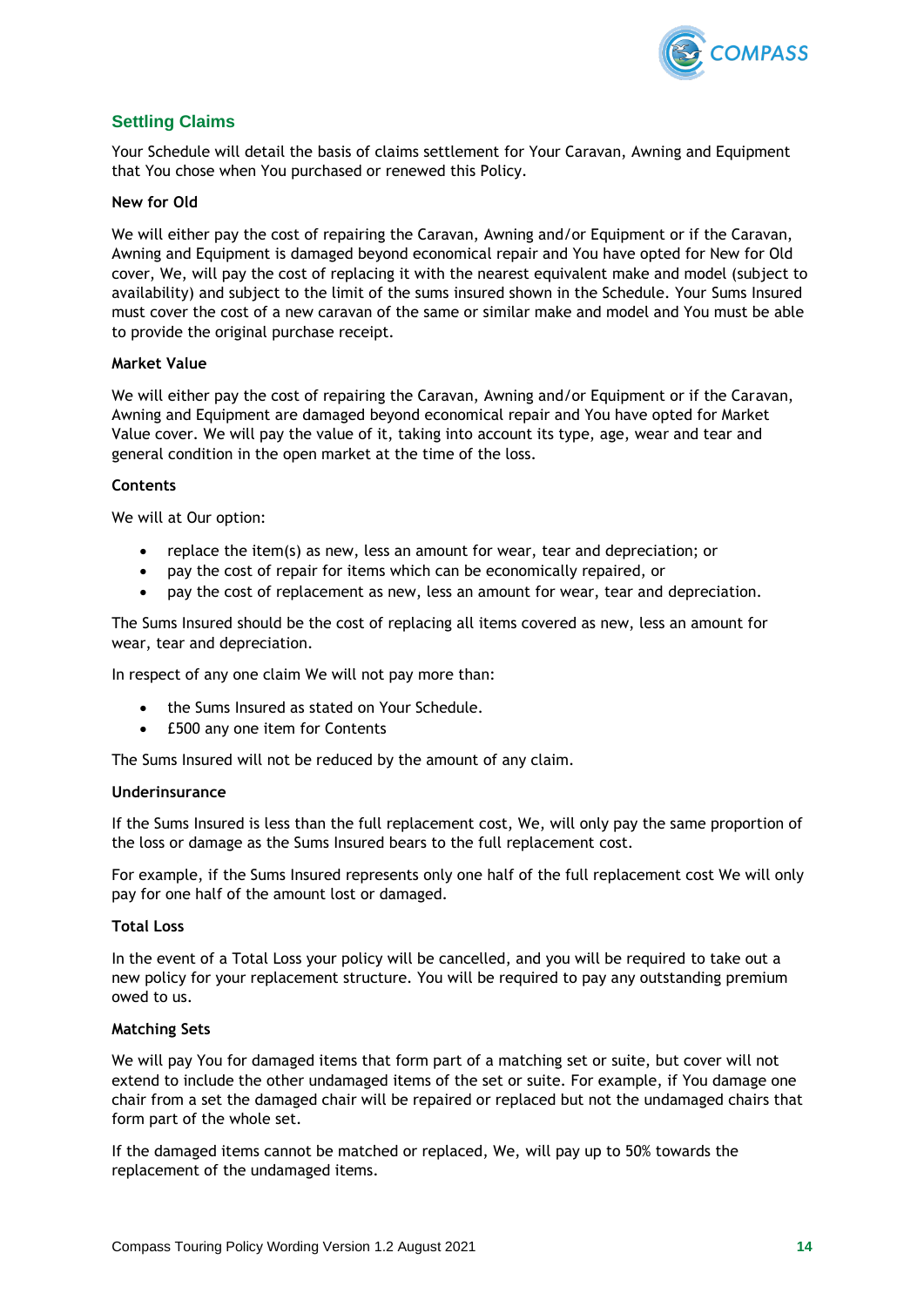## Settling Claims

Your Schedule will detail the basis of claims settlement for Your Caravan, Awning and Equipment that You chose when You purchased or renewed this Policy.

**New for Old**

We will either pay the cost of repairing the Caravan, Awning and/or Equipment or if the Caravan, Awning and Equipment is damaged beyond economical repair and You have opted for New for Old cover, We, will pay the cost of replacing it with the nearest equivalent make and model (subject to availability) and subject to the limit of the sums insured shown in the Schedule. Your Sums Insured must cover the cost of a new caravan of the same or similar make and model and You must be able to provide the original purchase receipt.

**Market Value**

We will either pay the cost of repairing the Caravan, Awning and/or Equipment or if the Caravan, Awning and Equipment are damaged beyond economical repair and You have opted for Market Value cover. We will pay the value of it, taking into account its type, age, wear and tear and general condition in the open market at the time of the loss.

**Contents**

We will at Our option:

- replace the item(s) as new, less an amount for wear, tear and depreciation; or
- pay the cost of repair for items which can be economically repaired, or
- pay the cost of replacement as new, less an amount for wear, tear and depreciation.

The Sums Insured should be the cost of replacing all items covered as new, less an amount for wear, tear and depreciation.

In respect of any one claim We will not pay more than:

- the Sums Insured as stated on Your Schedule.
- £500 any one item for Contents

The Sums Insured will not be reduced by the amount of any claim.

**Underinsurance**

If the Sums Insured is less than the full replacement cost, We, will only pay the same proportion of the loss or damage as the Sums Insured bears to the full replacement cost.

For example, if the Sums Insured represents only one half of the full replacement cost We will only pay for one half of the amount lost or damaged.

**Total Loss**

In the event of a Total Loss your policy will be cancelled, and you will be required to take out a new policy for your replacement structure. You will be required to pay any outstanding premium owed to us.

**Matching Sets**

We will pay You for damaged items that form part of a matching set or suite, but cover will not extend to include the other undamaged items of the set or suite. For example, if You damage one chair from a set the damaged chair will be repaired or replaced but not the undamaged chairs that form part of the whole set.

If the damaged items cannot be matched or replaced, We, will pay up to 50% towards the replacement of the undamaged items.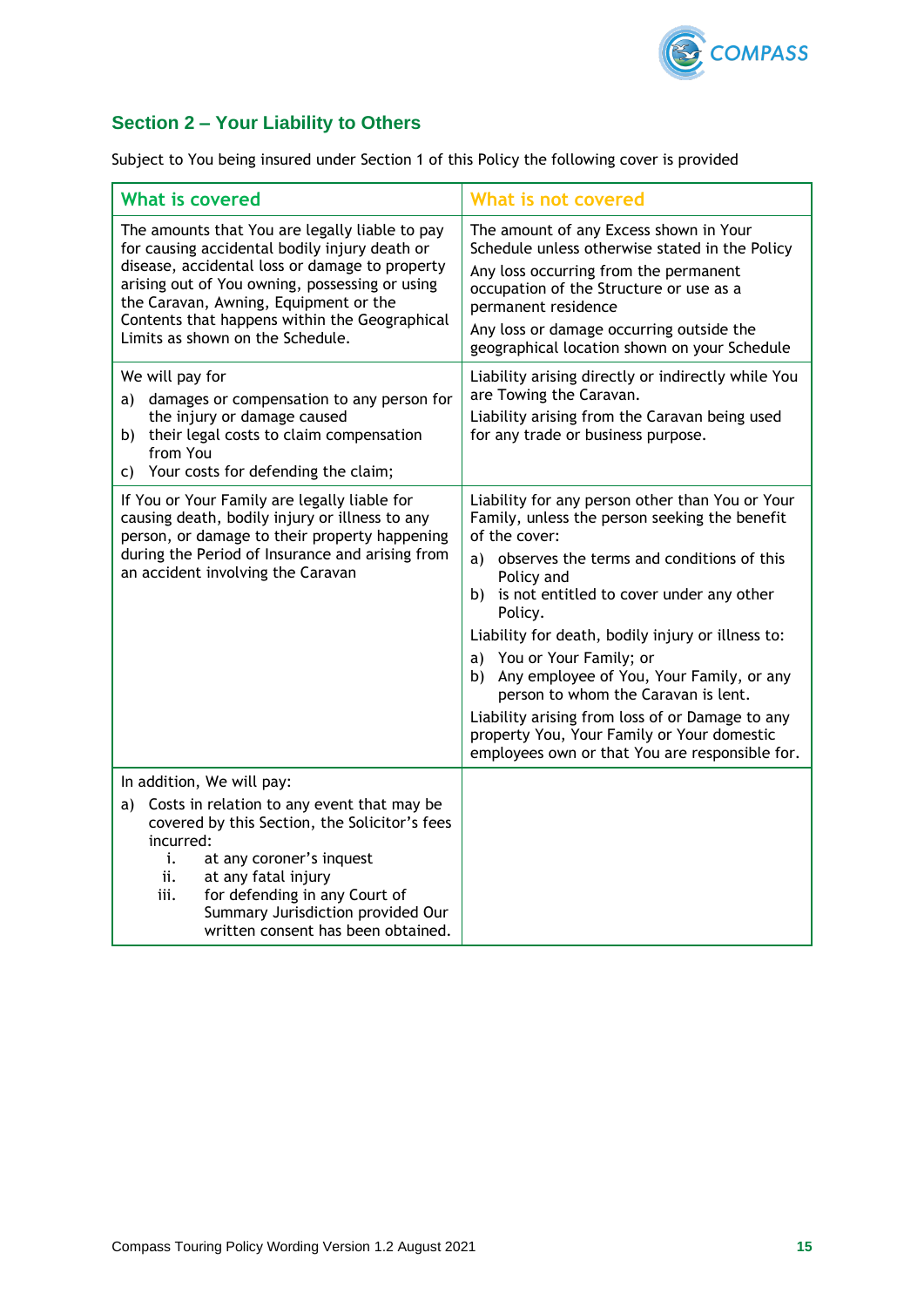## Section 2 – Your Liability to Others

Subject to You being insured under Section 1 of this Policy the following cover is provided

| What is covered | What is not covered |
|---|---|
| The amounts that You are legally liable to pay for causing accidental bodily injury death or disease, accidental loss or damage to property arising out of You owning, possessing or using the Caravan, Awning, Equipment or the Contents that happens within the Geographical Limits as shown on the Schedule. | The amount of any Excess shown in Your Schedule unless otherwise stated in the Policy<br>Any loss occurring from the permanent occupation of the Structure or use as a permanent residence<br>Any loss or damage occurring outside the geographical location shown on your Schedule |
| We will pay for<br>a) damages or compensation to any person for the injury or damage caused<br>b) their legal costs to claim compensation from You<br>c) Your costs for defending the claim; | Liability arising directly or indirectly while You are Towing the Caravan.<br>Liability arising from the Caravan being used for any trade or business purpose. |
| If You or Your Family are legally liable for causing death, bodily injury or illness to any person, or damage to their property happening during the Period of Insurance and arising from an accident involving the Caravan | Liability for any person other than You or Your Family, unless the person seeking the benefit of the cover:<br>a) observes the terms and conditions of this Policy and<br>b) is not entitled to cover under any other Policy.<br>Liability for death, bodily injury or illness to:<br>a) You or Your Family; or<br>b) Any employee of You, Your Family, or any person to whom the Caravan is lent.<br>Liability arising from loss of or Damage to any property You, Your Family or Your domestic employees own or that You are responsible for. |
| In addition, We will pay:<br>a) Costs in relation to any event that may be covered by this Section, the Solicitor's fees incurred:<br>i. at any coroner's inquest<br>ii. at any fatal injury<br>iii. for defending in any Court of Summary Jurisdiction provided Our written consent has been obtained. | |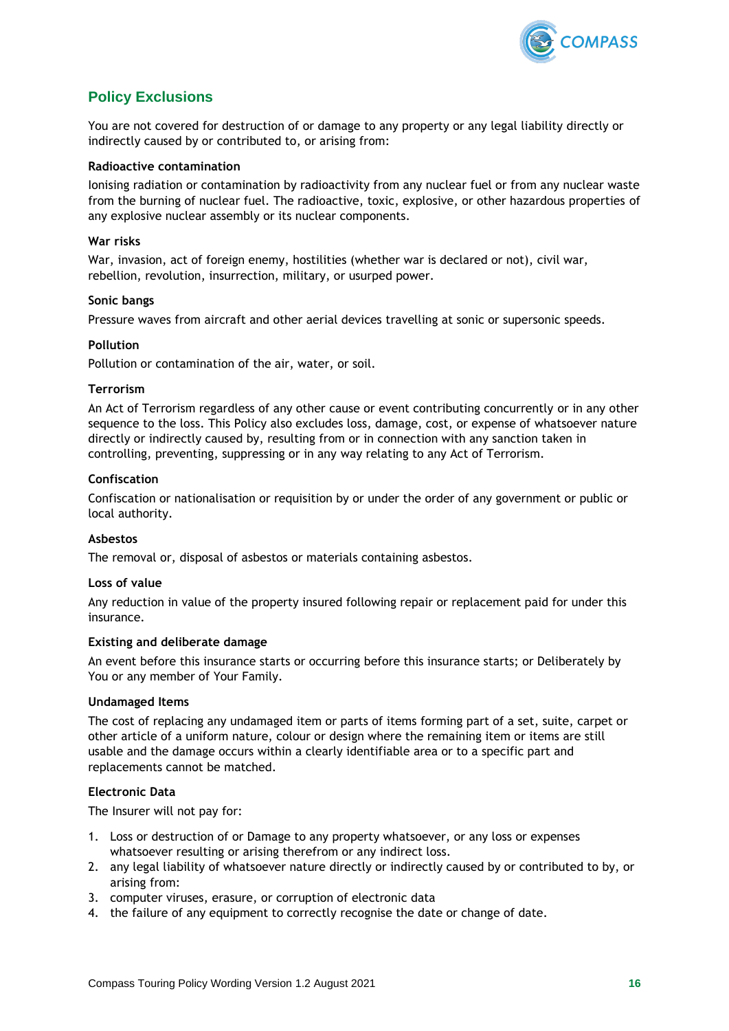## Policy Exclusions

You are not covered for destruction of or damage to any property or any legal liability directly or indirectly caused by or contributed to, or arising from:

**Radioactive contamination**

Ionising radiation or contamination by radioactivity from any nuclear fuel or from any nuclear waste from the burning of nuclear fuel. The radioactive, toxic, explosive, or other hazardous properties of any explosive nuclear assembly or its nuclear components.

**War risks**

War, invasion, act of foreign enemy, hostilities (whether war is declared or not), civil war, rebellion, revolution, insurrection, military, or usurped power.

**Sonic bangs**

Pressure waves from aircraft and other aerial devices travelling at sonic or supersonic speeds.

**Pollution**

Pollution or contamination of the air, water, or soil.

**Terrorism**

An Act of Terrorism regardless of any other cause or event contributing concurrently or in any other sequence to the loss. This Policy also excludes loss, damage, cost, or expense of whatsoever nature directly or indirectly caused by, resulting from or in connection with any sanction taken in controlling, preventing, suppressing or in any way relating to any Act of Terrorism.

**Confiscation**

Confiscation or nationalisation or requisition by or under the order of any government or public or local authority.

**Asbestos**

The removal or, disposal of asbestos or materials containing asbestos.

**Loss of value**

Any reduction in value of the property insured following repair or replacement paid for under this insurance.

**Existing and deliberate damage**

An event before this insurance starts or occurring before this insurance starts; or Deliberately by You or any member of Your Family.

**Undamaged Items**

The cost of replacing any undamaged item or parts of items forming part of a set, suite, carpet or other article of a uniform nature, colour or design where the remaining item or items are still usable and the damage occurs within a clearly identifiable area or to a specific part and replacements cannot be matched.

**Electronic Data**

The Insurer will not pay for:

1. Loss or destruction of or Damage to any property whatsoever, or any loss or expenses whatsoever resulting or arising therefrom or any indirect loss.
2. any legal liability of whatsoever nature directly or indirectly caused by or contributed to by, or arising from:
3. computer viruses, erasure, or corruption of electronic data
4. the failure of any equipment to correctly recognise the date or change of date.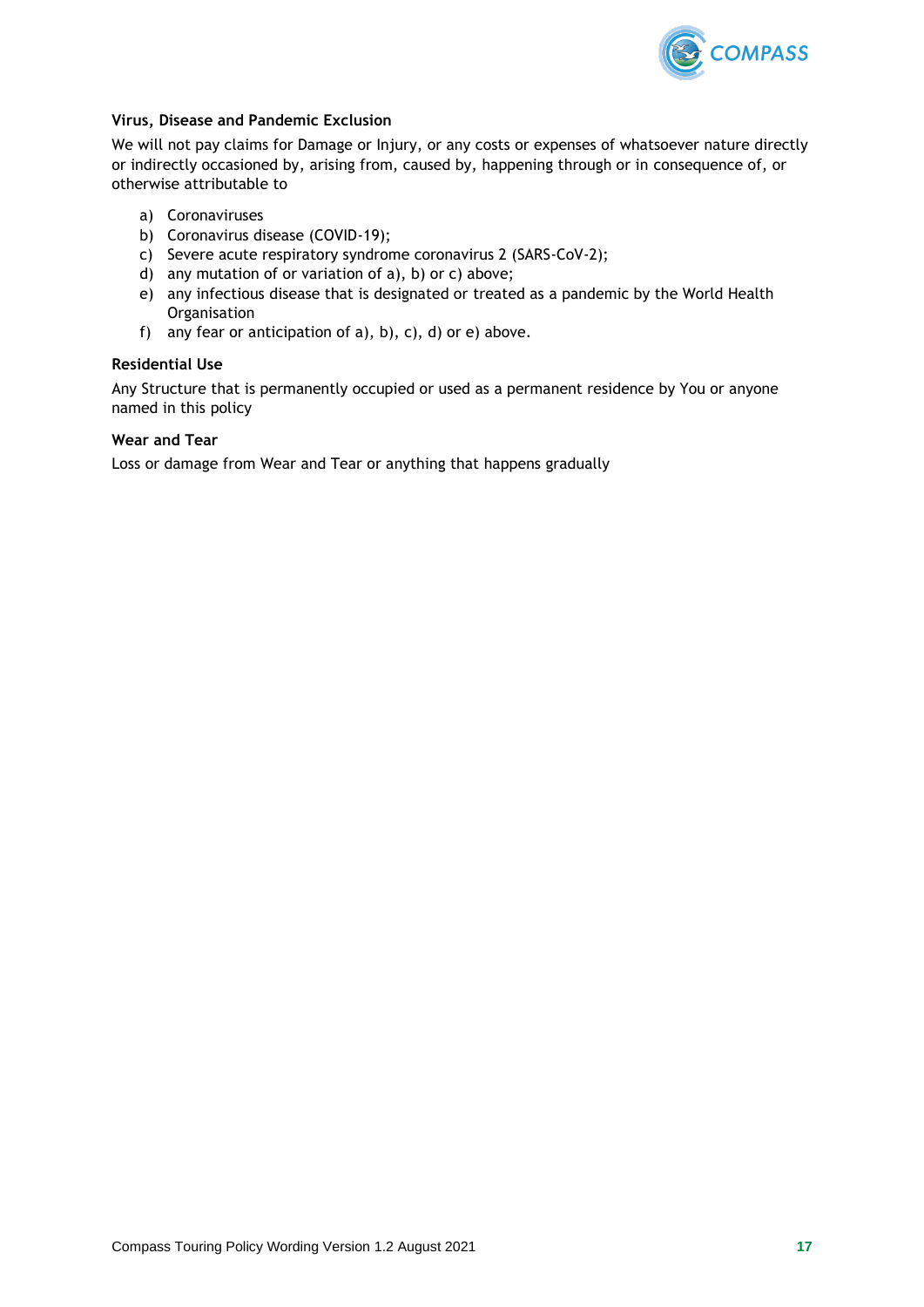**Virus, Disease and Pandemic Exclusion**

We will not pay claims for Damage or Injury, or any costs or expenses of whatsoever nature directly or indirectly occasioned by, arising from, caused by, happening through or in consequence of, or otherwise attributable to

a) Coronaviruses
b) Coronavirus disease (COVID-19);
c) Severe acute respiratory syndrome coronavirus 2 (SARS-CoV-2);
d) any mutation of or variation of a), b) or c) above;
e) any infectious disease that is designated or treated as a pandemic by the World Health Organisation
f) any fear or anticipation of a), b), c), d) or e) above.

**Residential Use**

Any Structure that is permanently occupied or used as a permanent residence by You or anyone named in this policy

**Wear and Tear**

Loss or damage from Wear and Tear or anything that happens gradually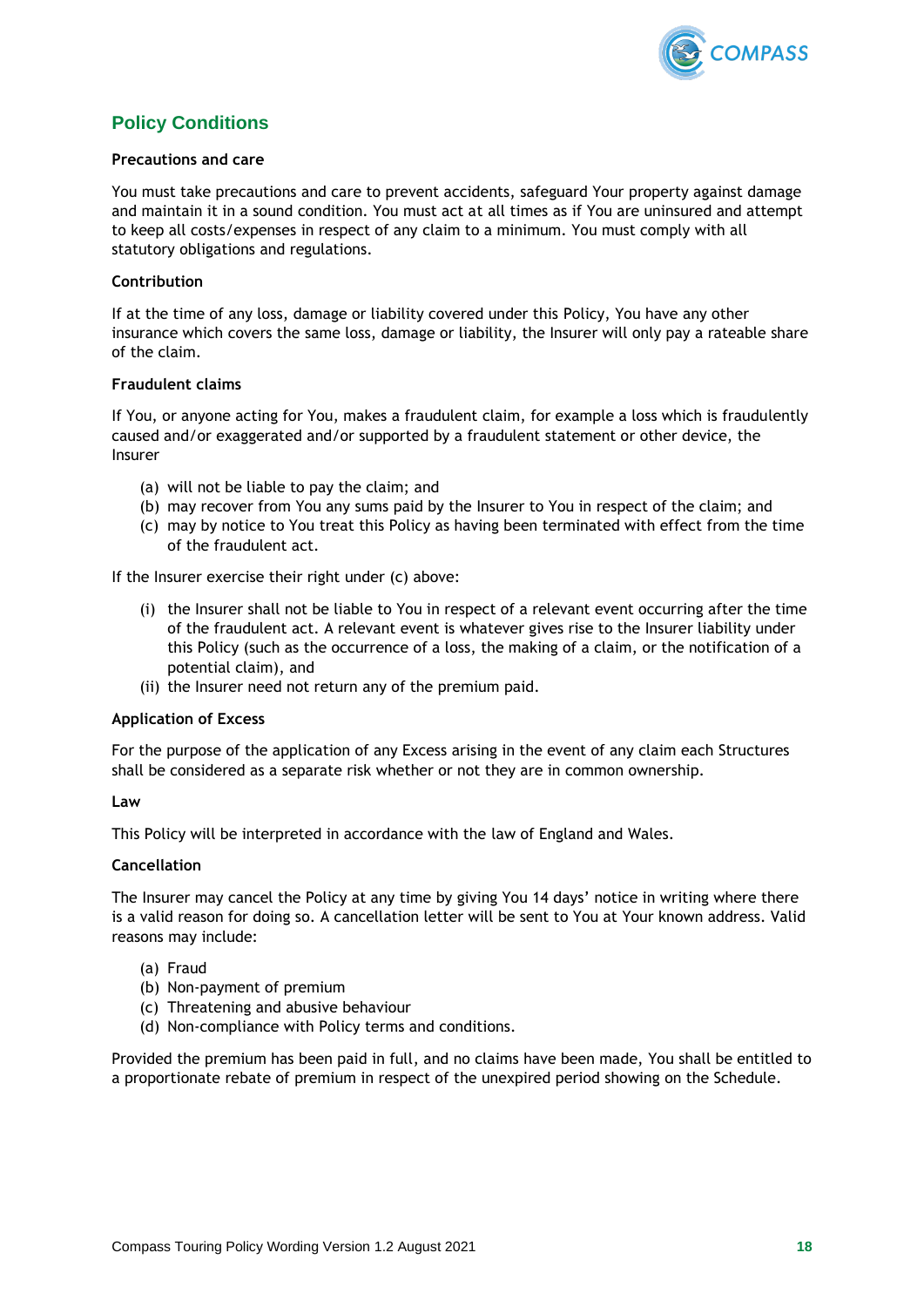## Policy Conditions

**Precautions and care**

You must take precautions and care to prevent accidents, safeguard Your property against damage and maintain it in a sound condition. You must act at all times as if You are uninsured and attempt to keep all costs/expenses in respect of any claim to a minimum. You must comply with all statutory obligations and regulations.

**Contribution**

If at the time of any loss, damage or liability covered under this Policy, You have any other insurance which covers the same loss, damage or liability, the Insurer will only pay a rateable share of the claim.

**Fraudulent claims**

If You, or anyone acting for You, makes a fraudulent claim, for example a loss which is fraudulently caused and/or exaggerated and/or supported by a fraudulent statement or other device, the Insurer

(a) will not be liable to pay the claim; and
(b) may recover from You any sums paid by the Insurer to You in respect of the claim; and
(c) may by notice to You treat this Policy as having been terminated with effect from the time of the fraudulent act.

If the Insurer exercise their right under (c) above:

(i) the Insurer shall not be liable to You in respect of a relevant event occurring after the time of the fraudulent act. A relevant event is whatever gives rise to the Insurer liability under this Policy (such as the occurrence of a loss, the making of a claim, or the notification of a potential claim), and
(ii) the Insurer need not return any of the premium paid.

**Application of Excess**

For the purpose of the application of any Excess arising in the event of any claim each Structures shall be considered as a separate risk whether or not they are in common ownership.

**Law**

This Policy will be interpreted in accordance with the law of England and Wales.

**Cancellation**

The Insurer may cancel the Policy at any time by giving You 14 days' notice in writing where there is a valid reason for doing so. A cancellation letter will be sent to You at Your known address. Valid reasons may include:

(a) Fraud
(b) Non-payment of premium
(c) Threatening and abusive behaviour
(d) Non-compliance with Policy terms and conditions.

Provided the premium has been paid in full, and no claims have been made, You shall be entitled to a proportionate rebate of premium in respect of the unexpired period showing on the Schedule.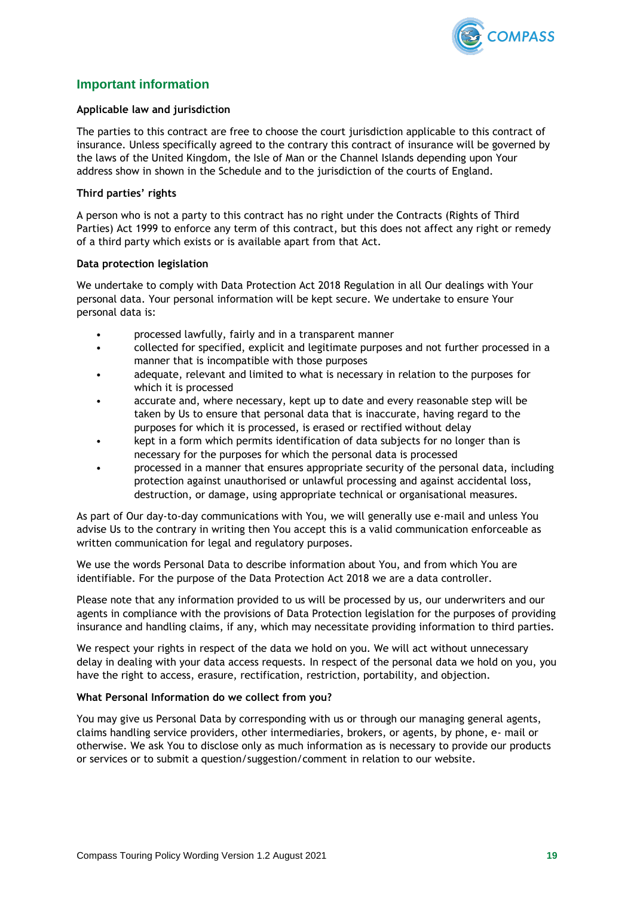## Important information

**Applicable law and jurisdiction**

The parties to this contract are free to choose the court jurisdiction applicable to this contract of insurance. Unless specifically agreed to the contrary this contract of insurance will be governed by the laws of the United Kingdom, the Isle of Man or the Channel Islands depending upon Your address show in shown in the Schedule and to the jurisdiction of the courts of England.

**Third parties' rights**

A person who is not a party to this contract has no right under the Contracts (Rights of Third Parties) Act 1999 to enforce any term of this contract, but this does not affect any right or remedy of a third party which exists or is available apart from that Act.

**Data protection legislation**

We undertake to comply with Data Protection Act 2018 Regulation in all Our dealings with Your personal data. Your personal information will be kept secure. We undertake to ensure Your personal data is:

- processed lawfully, fairly and in a transparent manner
- collected for specified, explicit and legitimate purposes and not further processed in a manner that is incompatible with those purposes
- adequate, relevant and limited to what is necessary in relation to the purposes for which it is processed
- accurate and, where necessary, kept up to date and every reasonable step will be taken by Us to ensure that personal data that is inaccurate, having regard to the purposes for which it is processed, is erased or rectified without delay
- kept in a form which permits identification of data subjects for no longer than is necessary for the purposes for which the personal data is processed
- processed in a manner that ensures appropriate security of the personal data, including protection against unauthorised or unlawful processing and against accidental loss, destruction, or damage, using appropriate technical or organisational measures.

As part of Our day-to-day communications with You, we will generally use e-mail and unless You advise Us to the contrary in writing then You accept this is a valid communication enforceable as written communication for legal and regulatory purposes.

We use the words Personal Data to describe information about You, and from which You are identifiable. For the purpose of the Data Protection Act 2018 we are a data controller.

Please note that any information provided to us will be processed by us, our underwriters and our agents in compliance with the provisions of Data Protection legislation for the purposes of providing insurance and handling claims, if any, which may necessitate providing information to third parties.

We respect your rights in respect of the data we hold on you. We will act without unnecessary delay in dealing with your data access requests. In respect of the personal data we hold on you, you have the right to access, erasure, rectification, restriction, portability, and objection.

**What Personal Information do we collect from you?**

You may give us Personal Data by corresponding with us or through our managing general agents, claims handling service providers, other intermediaries, brokers, or agents, by phone, e- mail or otherwise. We ask You to disclose only as much information as is necessary to provide our products or services or to submit a question/suggestion/comment in relation to our website.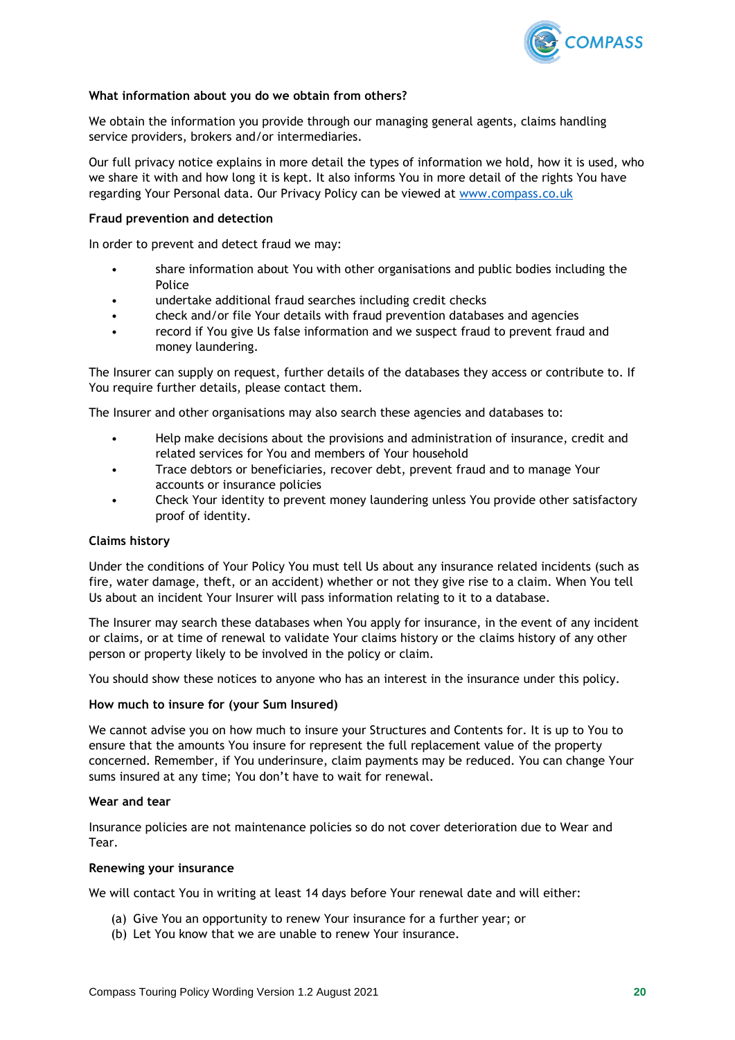**What information about you do we obtain from others?**

We obtain the information you provide through our managing general agents, claims handling service providers, brokers and/or intermediaries.

Our full privacy notice explains in more detail the types of information we hold, how it is used, who we share it with and how long it is kept. It also informs You in more detail of the rights You have regarding Your Personal data. Our Privacy Policy can be viewed at [www.compass.co.uk](www.compass.co.uk)

**Fraud prevention and detection**

In order to prevent and detect fraud we may:

- share information about You with other organisations and public bodies including the Police
- undertake additional fraud searches including credit checks
- check and/or file Your details with fraud prevention databases and agencies
- record if You give Us false information and we suspect fraud to prevent fraud and money laundering.

The Insurer can supply on request, further details of the databases they access or contribute to. If You require further details, please contact them.

The Insurer and other organisations may also search these agencies and databases to:

- Help make decisions about the provisions and administration of insurance, credit and related services for You and members of Your household
- Trace debtors or beneficiaries, recover debt, prevent fraud and to manage Your accounts or insurance policies
- Check Your identity to prevent money laundering unless You provide other satisfactory proof of identity.

**Claims history**

Under the conditions of Your Policy You must tell Us about any insurance related incidents (such as fire, water damage, theft, or an accident) whether or not they give rise to a claim. When You tell Us about an incident Your Insurer will pass information relating to it to a database.

The Insurer may search these databases when You apply for insurance, in the event of any incident or claims, or at time of renewal to validate Your claims history or the claims history of any other person or property likely to be involved in the policy or claim.

You should show these notices to anyone who has an interest in the insurance under this policy.

**How much to insure for (your Sum Insured)**

We cannot advise you on how much to insure your Structures and Contents for. It is up to You to ensure that the amounts You insure for represent the full replacement value of the property concerned. Remember, if You underinsure, claim payments may be reduced. You can change Your sums insured at any time; You don't have to wait for renewal.

**Wear and tear**

Insurance policies are not maintenance policies so do not cover deterioration due to Wear and Tear.

**Renewing your insurance**

We will contact You in writing at least 14 days before Your renewal date and will either:

(a) Give You an opportunity to renew Your insurance for a further year; or
(b) Let You know that we are unable to renew Your insurance.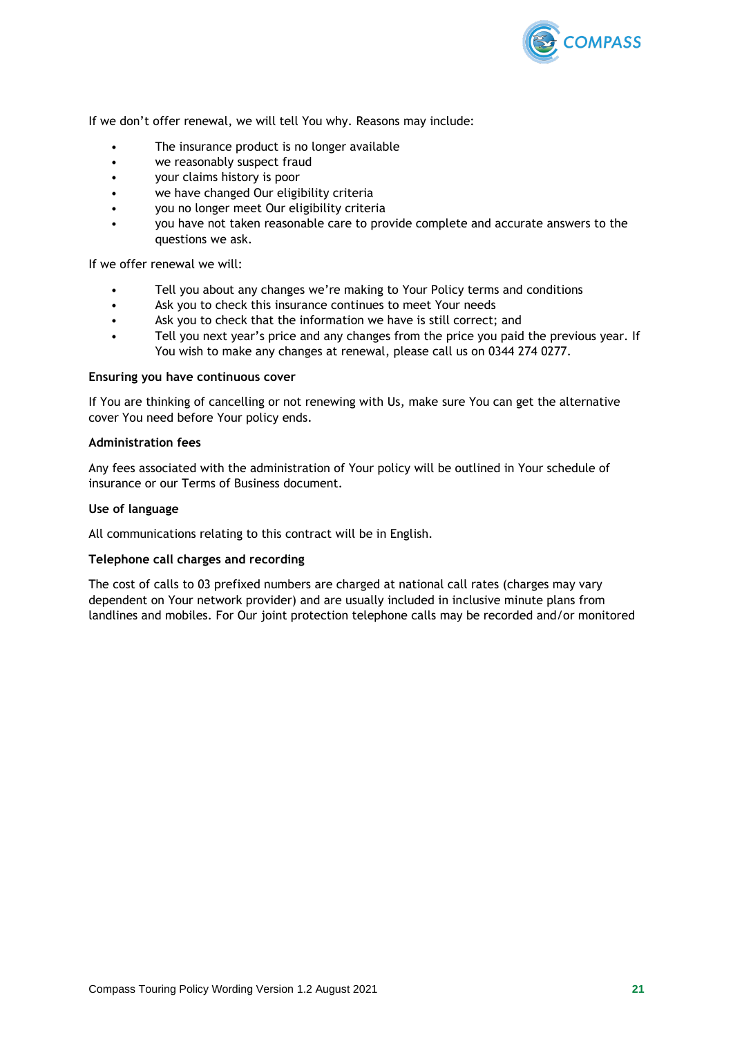If we don't offer renewal, we will tell You why. Reasons may include:

- The insurance product is no longer available
- we reasonably suspect fraud
- your claims history is poor
- we have changed Our eligibility criteria
- you no longer meet Our eligibility criteria
- you have not taken reasonable care to provide complete and accurate answers to the questions we ask.

If we offer renewal we will:

- Tell you about any changes we're making to Your Policy terms and conditions
- Ask you to check this insurance continues to meet Your needs
- Ask you to check that the information we have is still correct; and
- Tell you next year's price and any changes from the price you paid the previous year. If You wish to make any changes at renewal, please call us on 0344 274 0277.

**Ensuring you have continuous cover**

If You are thinking of cancelling or not renewing with Us, make sure You can get the alternative cover You need before Your policy ends.

**Administration fees**

Any fees associated with the administration of Your policy will be outlined in Your schedule of insurance or our Terms of Business document.

**Use of language**

All communications relating to this contract will be in English.

**Telephone call charges and recording**

The cost of calls to 03 prefixed numbers are charged at national call rates (charges may vary dependent on Your network provider) and are usually included in inclusive minute plans from landlines and mobiles. For Our joint protection telephone calls may be recorded and/or monitored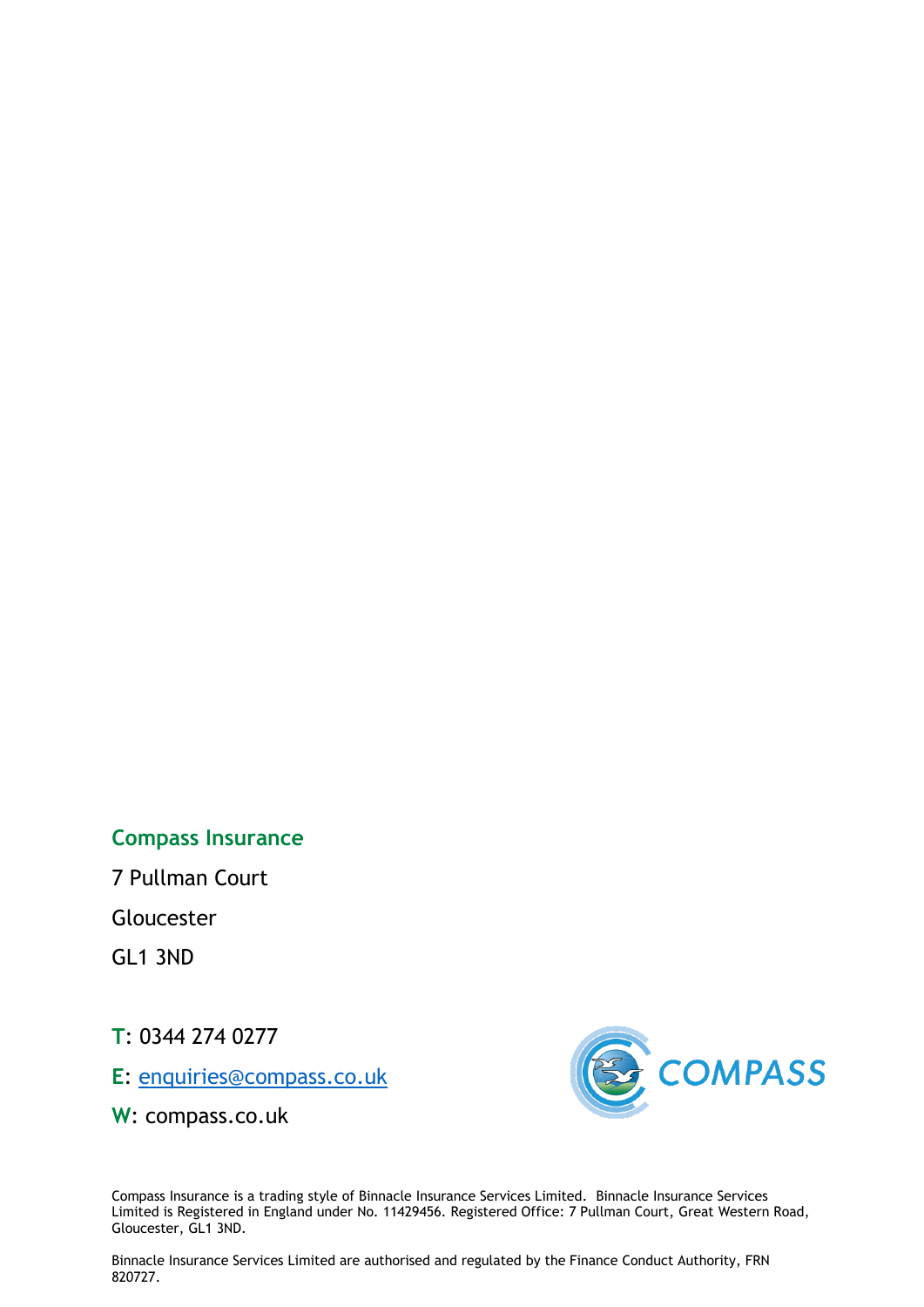**Compass Insurance**

7 Pullman Court

Gloucester

GL1 3ND

**T**: 0344 274 0277

**E**: enquiries@compass.co.uk

**W**: compass.co.uk

Compass Insurance is a trading style of Binnacle Insurance Services Limited. Binnacle Insurance Services Limited is Registered in England under No. 11429456. Registered Office: 7 Pullman Court, Great Western Road, Gloucester, GL1 3ND.

Binnacle Insurance Services Limited are authorised and regulated by the Finance Conduct Authority, FRN 820727.